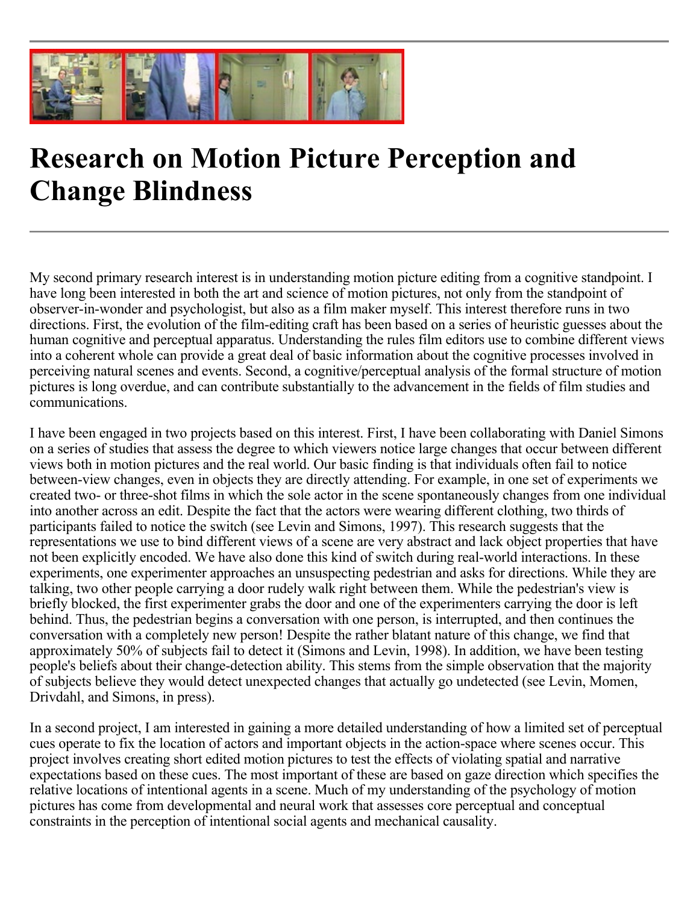# Research on Motion Picture Perception and Change Blindness

My second primary research interest is in understanding motion picture editing from a cognitive standpoint. I have long been interested in both the art and science of motion pictures, not only from the standpoint of observer-in-wonder and psychologist, but also as a film maker myself. This interest therefore runs in two directions. First, the evolution of the film-editing craft has been based on a series of heuristic guesses about the human cognitive and perceptual apparatus. Understanding the rules film editors use to combine different views into a coherent whole can provide a great deal of basic information about the cognitive processes involved in perceiving natural scenes and events. Second, a cognitive/perceptual analysis of the formal structure of motion pictures is long overdue, and can contribute substantially to the advancement in the fields of film studies and communications.

I have been engaged in two projects based on this interest. First, I have been collaborating with Daniel Simons on a series of studies that assess the degree to which viewers notice large changes that occur between different views both in motion pictures and the real world. Our basic finding is that individuals often fail to notice between-view changes, even in objects they are directly attending. For example, in one set of experiments we created two- or three-shot films in which the sole actor in the scene spontaneously changes from one individual into another across an edit. Despite the fact that the actors were wearing different clothing, two thirds of participants failed to notice the switch (see Levin and Simons, 1997). This research suggests that the representations we use to bind different views of a scene are very abstract and lack object properties that have not been explicitly encoded. We have also done this kind of switch during real-world interactions. In these experiments, one experimenter approaches an unsuspecting pedestrian and asks for directions. While they are talking, two other people carrying a door rudely walk right between them. While the pedestrian's view is briefly blocked, the first experimenter grabs the door and one of the experimenters carrying the door is left behind. Thus, the pedestrian begins a conversation with one person, is interrupted, and then continues the conversation with a completely new person! Despite the rather blatant nature of this change, we find that approximately 50% of subjects fail to detect it (Simons and Levin, 1998). In addition, we have been testing people's beliefs about their change-detection ability. This stems from the simple observation that the majority of subjects believe they would detect unexpected changes that actually go undetected (see Levin, Momen, Drivdahl, and Simons, in press).

In a second project, I am interested in gaining a more detailed understanding of how a limited set of perceptual cues operate to fix the location of actors and important objects in the action-space where scenes occur. This project involves creating short edited motion pictures to test the effects of violating spatial and narrative expectations based on these cues. The most important of these are based on gaze direction which specifies the relative locations of intentional agents in a scene. Much of my understanding of the psychology of motion pictures has come from developmental and neural work that assesses core perceptual and conceptual constraints in the perception of intentional social agents and mechanical causality.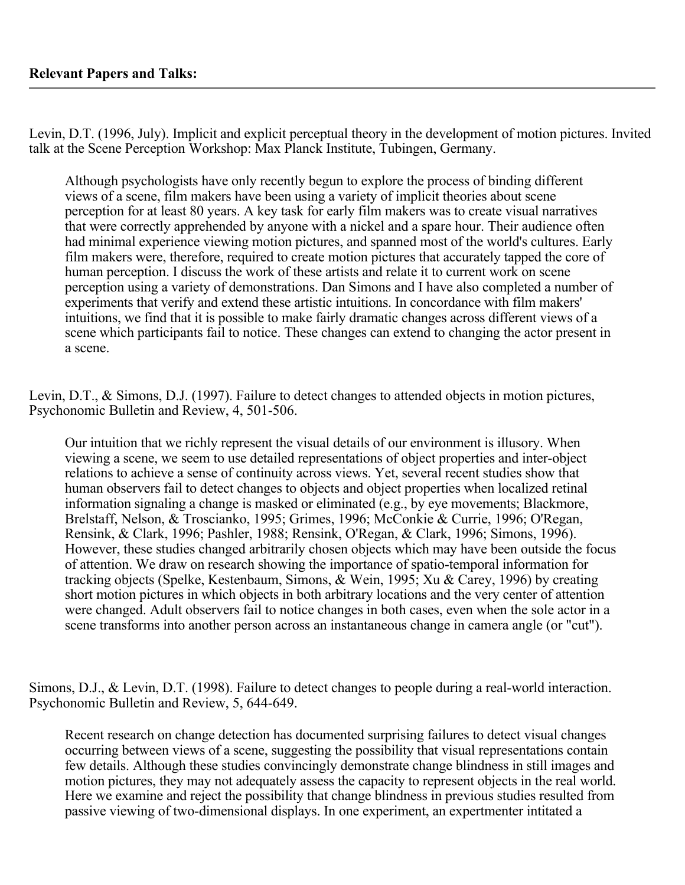**Relevant Papers and Talks:**

---

Levin, D.T. (1996, July). Implicit and explicit perceptual theory in the development of motion pictures. Invited talk at the Scene Perception Workshop: Max Planck Institute, Tubingen, Germany.

> Although psychologists have only recently begun to explore the process of binding different views of a scene, film makers have been using a variety of implicit theories about scene perception for at least 80 years. A key task for early film makers was to create visual narratives that were correctly apprehended by anyone with a nickel and a spare hour. Their audience often had minimal experience viewing motion pictures, and spanned most of the world's cultures. Early film makers were, therefore, required to create motion pictures that accurately tapped the core of human perception. I discuss the work of these artists and relate it to current work on scene perception using a variety of demonstrations. Dan Simons and I have also completed a number of experiments that verify and extend these artistic intuitions. In concordance with film makers' intuitions, we find that it is possible to make fairly dramatic changes across different views of a scene which participants fail to notice. These changes can extend to changing the actor present in a scene.

Levin, D.T., & Simons, D.J. (1997). Failure to detect changes to attended objects in motion pictures, Psychonomic Bulletin and Review, 4, 501-506.

> Our intuition that we richly represent the visual details of our environment is illusory. When viewing a scene, we seem to use detailed representations of object properties and inter-object relations to achieve a sense of continuity across views. Yet, several recent studies show that human observers fail to detect changes to objects and object properties when localized retinal information signaling a change is masked or eliminated (e.g., by eye movements; Blackmore, Brelstaff, Nelson, & Troscianko, 1995; Grimes, 1996; McConkie & Currie, 1996; O'Regan, Rensink, & Clark, 1996; Pashler, 1988; Rensink, O'Regan, & Clark, 1996; Simons, 1996). However, these studies changed arbitrarily chosen objects which may have been outside the focus of attention. We draw on research showing the importance of spatio-temporal information for tracking objects (Spelke, Kestenbaum, Simons, & Wein, 1995; Xu & Carey, 1996) by creating short motion pictures in which objects in both arbitrary locations and the very center of attention were changed. Adult observers fail to notice changes in both cases, even when the sole actor in a scene transforms into another person across an instantaneous change in camera angle (or "cut").

Simons, D.J., & Levin, D.T. (1998). Failure to detect changes to people during a real-world interaction. Psychonomic Bulletin and Review, 5, 644-649.

> Recent research on change detection has documented surprising failures to detect visual changes occurring between views of a scene, suggesting the possibility that visual representations contain few details. Although these studies convincingly demonstrate change blindness in still images and motion pictures, they may not adequately assess the capacity to represent objects in the real world. Here we examine and reject the possibility that change blindness in previous studies resulted from passive viewing of two-dimensional displays. In one experiment, an expertmenter intitated a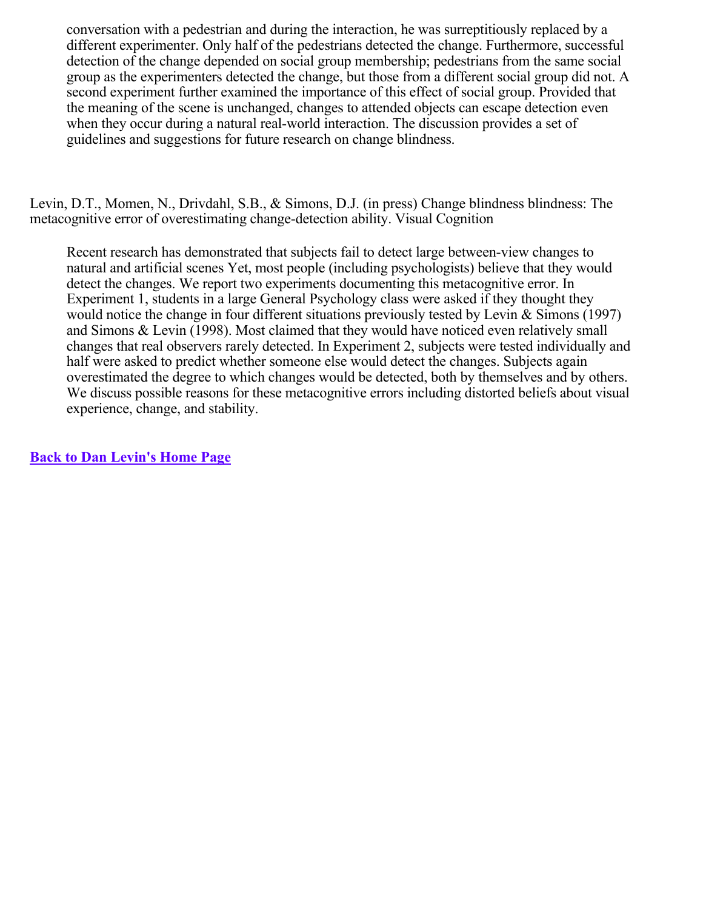conversation with a pedestrian and during the interaction, he was surreptitiously replaced by a different experimenter. Only half of the pedestrians detected the change. Furthermore, successful detection of the change depended on social group membership; pedestrians from the same social group as the experimenters detected the change, but those from a different social group did not. A second experiment further examined the importance of this effect of social group. Provided that the meaning of the scene is unchanged, changes to attended objects can escape detection even when they occur during a natural real-world interaction. The discussion provides a set of guidelines and suggestions for future research on change blindness.

Levin, D.T., Momen, N., Drivdahl, S.B., & Simons, D.J. (in press) Change blindness blindness: The metacognitive error of overestimating change-detection ability. Visual Cognition

> Recent research has demonstrated that subjects fail to detect large between-view changes to natural and artificial scenes Yet, most people (including psychologists) believe that they would detect the changes. We report two experiments documenting this metacognitive error. In Experiment 1, students in a large General Psychology class were asked if they thought they would notice the change in four different situations previously tested by Levin & Simons (1997) and Simons & Levin (1998). Most claimed that they would have noticed even relatively small changes that real observers rarely detected. In Experiment 2, subjects were tested individually and half were asked to predict whether someone else would detect the changes. Subjects again overestimated the degree to which changes would be detected, both by themselves and by others. We discuss possible reasons for these metacognitive errors including distorted beliefs about visual experience, change, and stability.

**Back to Dan Levin's Home Page**